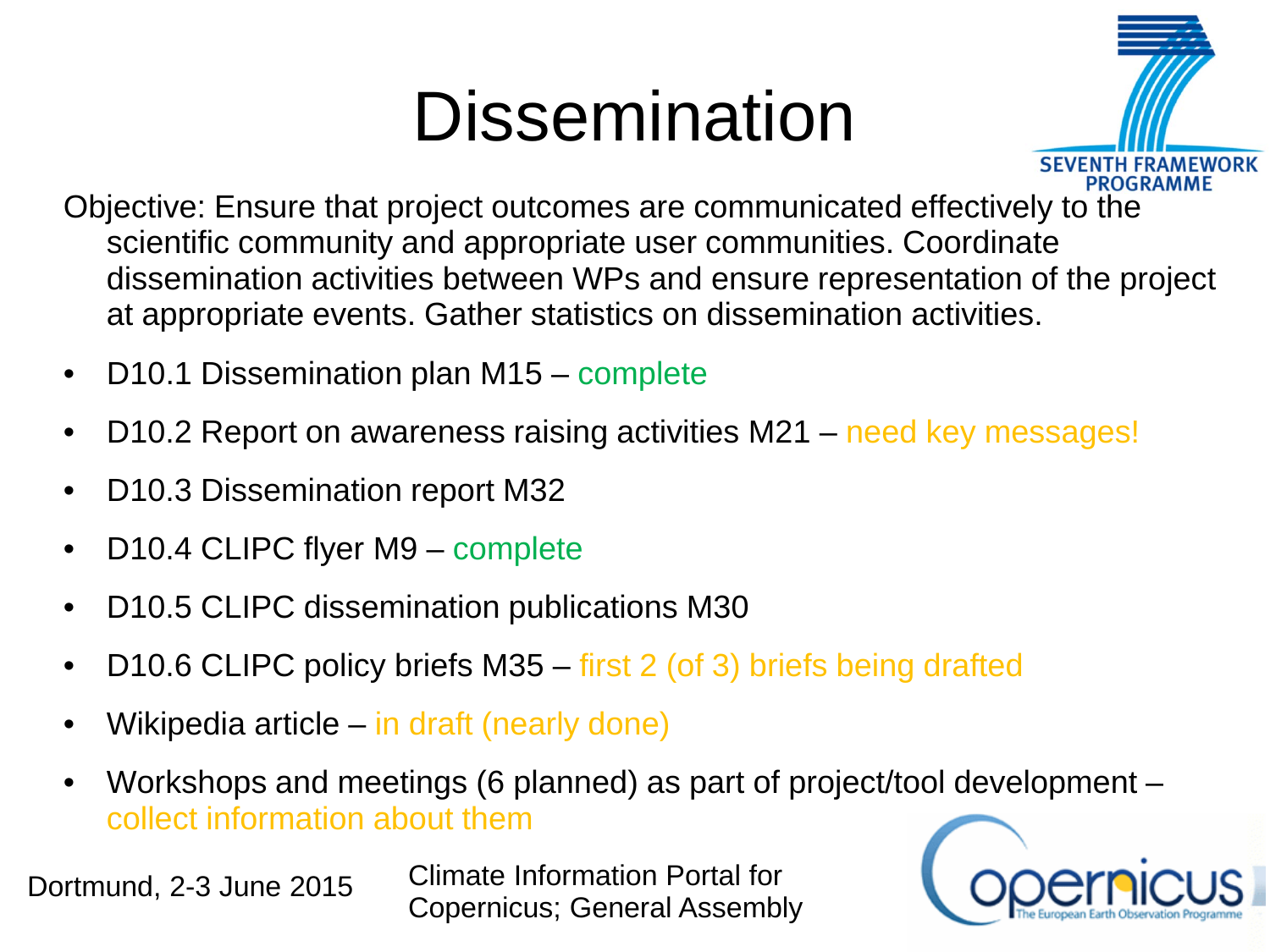# Dissemination

Objective: Ensure that project outcomes are communicated effectively to the scientific community and appropriate user communities. Coordinate dissemination activities between WPs and ensure representation of the project at appropriate events. Gather statistics on dissemination activities.

- D10.1 Dissemination plan M15 – complete
- D10.2 Report on awareness raising activities M21 – need key messages!
- D10.3 Dissemination report M32
- D10.4 CLIPC flyer M9 – complete
- D10.5 CLIPC dissemination publications M30
- D10.6 CLIPC policy briefs M35 – first 2 (of 3) briefs being drafted
- Wikipedia article – in draft (nearly done)
- Workshops and meetings (6 planned) as part of project/tool development – collect information about them

Dortmund, 2-3 June 2015

Climate Information Portal for Copernicus; General Assembly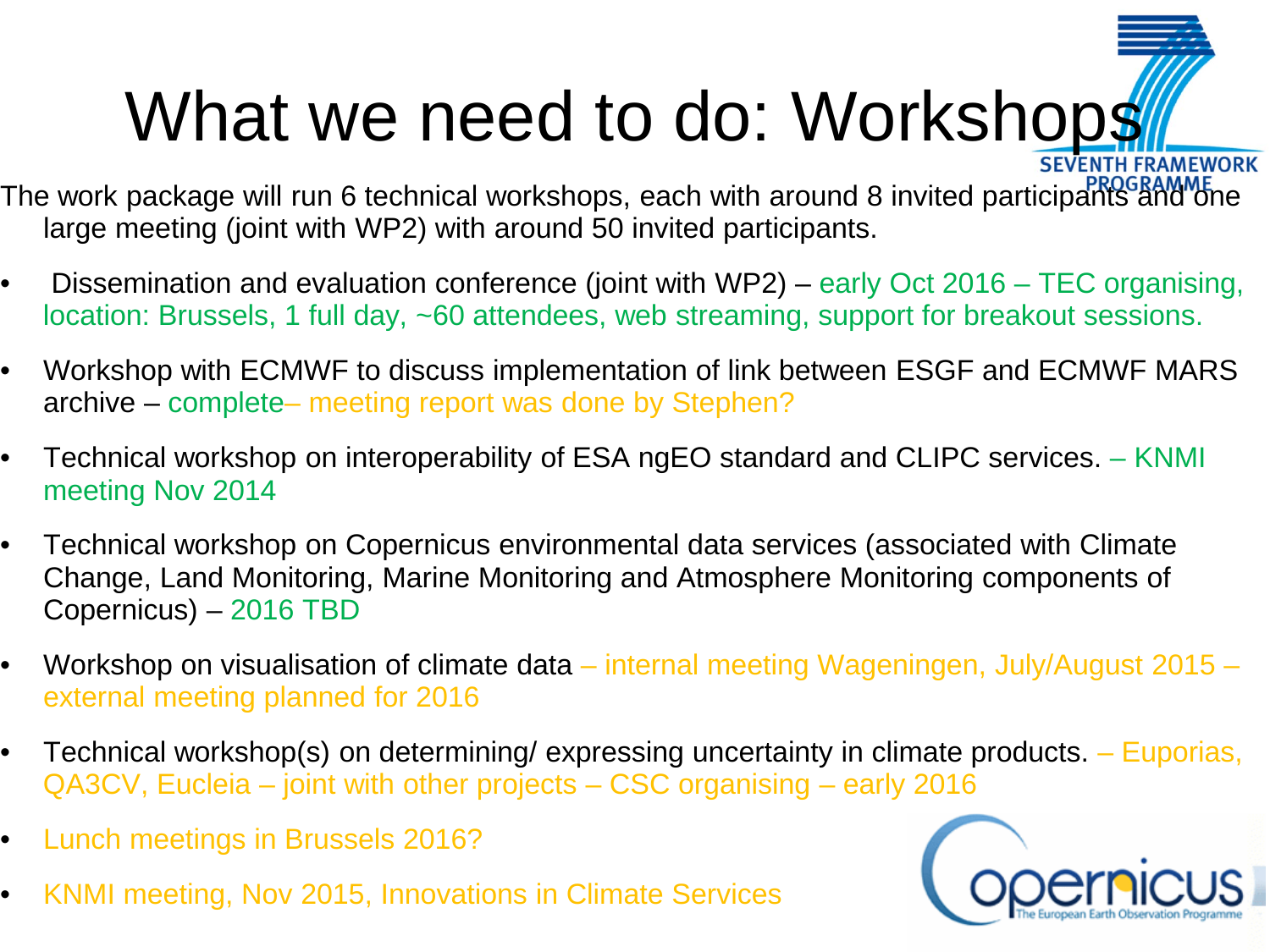# What we need to do: Workshops

The work package will run 6 technical workshops, each with around 8 invited participants and one large meeting (joint with WP2) with around 50 invited participants.

- Dissemination and evaluation conference (joint with WP2) – early Oct 2016 – TEC organising, location: Brussels, 1 full day, ~60 attendees, web streaming, support for breakout sessions.
- Workshop with ECMWF to discuss implementation of link between ESGF and ECMWF MARS archive – complete– meeting report was done by Stephen?
- Technical workshop on interoperability of ESA ngEO standard and CLIPC services. – KNMI meeting Nov 2014
- Technical workshop on Copernicus environmental data services (associated with Climate Change, Land Monitoring, Marine Monitoring and Atmosphere Monitoring components of Copernicus) – 2016 TBD
- Workshop on visualisation of climate data – internal meeting Wageningen, July/August 2015 – external meeting planned for 2016
- Technical workshop(s) on determining/ expressing uncertainty in climate products. – Euporias, QA3CV, Eucleia – joint with other projects – CSC organising – early 2016
- Lunch meetings in Brussels 2016?
- KNMI meeting, Nov 2015, Innovations in Climate Services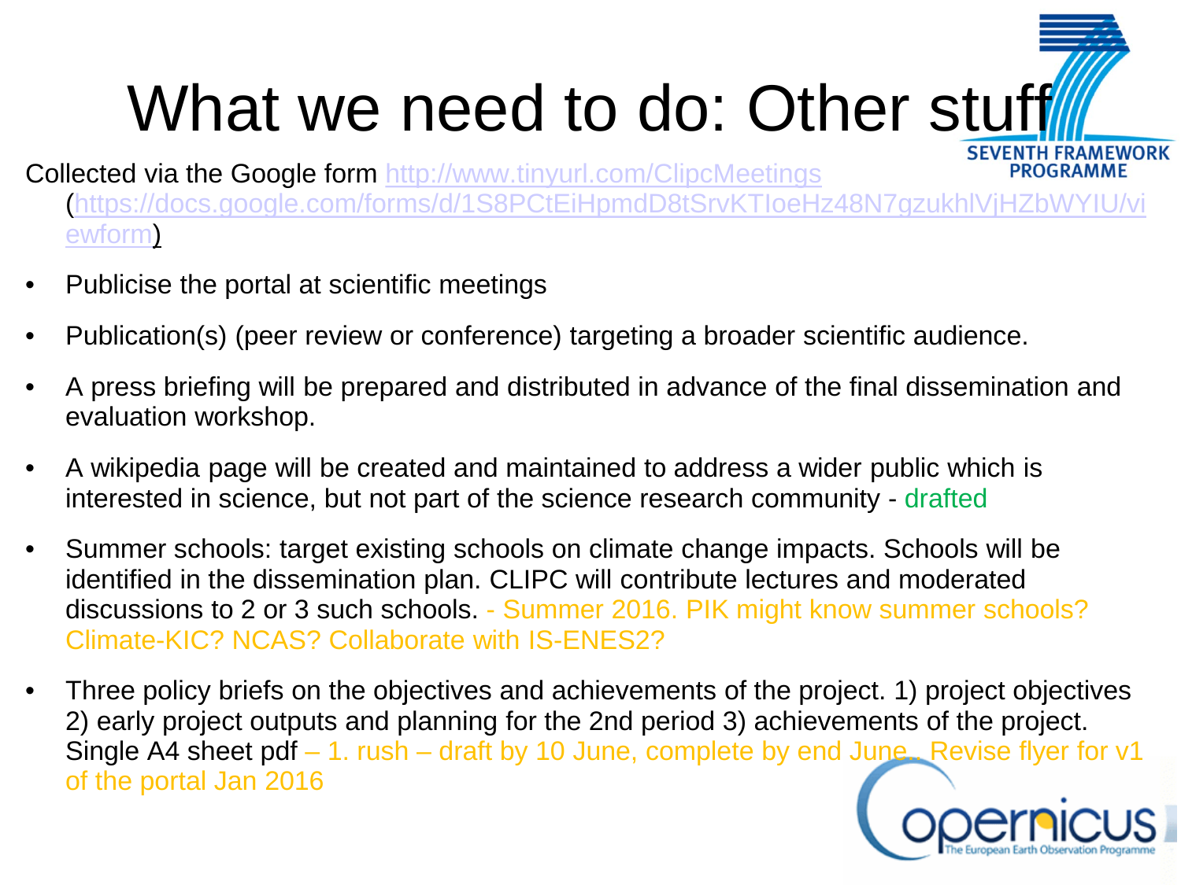# What we need to do: Other stuff

Collected via the Google form http://www.tinyurl.com/ClipcMeetings (https://docs.google.com/forms/d/1S8PCtEiHpmdD8tSrvKTIoeHz48N7gzukhlVjHZbWYIU/viewform)

- Publicise the portal at scientific meetings
- Publication(s) (peer review or conference) targeting a broader scientific audience.
- A press briefing will be prepared and distributed in advance of the final dissemination and evaluation workshop.
- A wikipedia page will be created and maintained to address a wider public which is interested in science, but not part of the science research community - drafted
- Summer schools: target existing schools on climate change impacts. Schools will be identified in the dissemination plan. CLIPC will contribute lectures and moderated discussions to 2 or 3 such schools. - Summer 2016. PIK might know summer schools? Climate-KIC? NCAS? Collaborate with IS-ENES2?
- Three policy briefs on the objectives and achievements of the project. 1) project objectives 2) early project outputs and planning for the 2nd period 3) achievements of the project. Single A4 sheet pdf – 1. rush – draft by 10 June, complete by end June. Revise flyer for v1 of the portal Jan 2016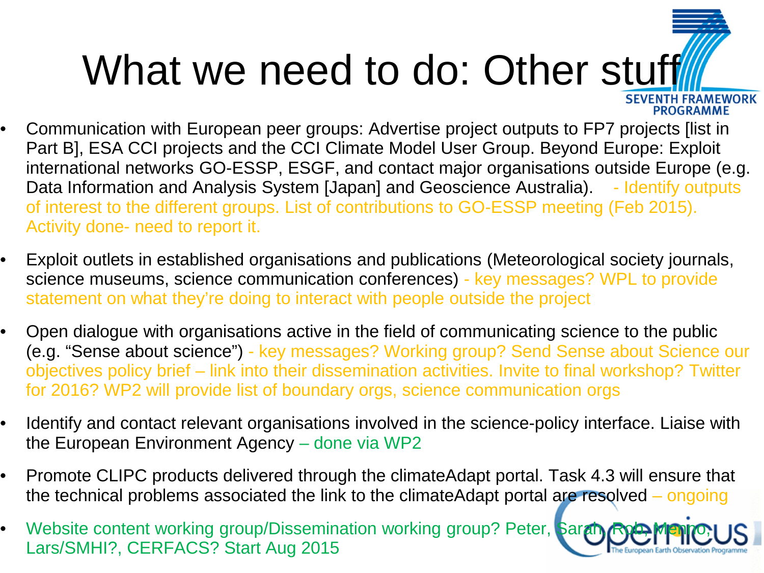# What we need to do: Other stuff

- Communication with European peer groups: Advertise project outputs to FP7 projects [list in Part B], ESA CCI projects and the CCI Climate Model User Group. Beyond Europe: Exploit international networks GO-ESSP, ESGF, and contact major organisations outside Europe (e.g. Data Information and Analysis System [Japan] and Geoscience Australia). - Identify outputs of interest to the different groups. List of contributions to GO-ESSP meeting (Feb 2015). Activity done- need to report it.
- Exploit outlets in established organisations and publications (Meteorological society journals, science museums, science communication conferences) - key messages? WPL to provide statement on what they're doing to interact with people outside the project
- Open dialogue with organisations active in the field of communicating science to the public (e.g. "Sense about science") - key messages? Working group? Send Sense about Science our objectives policy brief – link into their dissemination activities. Invite to final workshop? Twitter for 2016? WP2 will provide list of boundary orgs, science communication orgs
- Identify and contact relevant organisations involved in the science-policy interface. Liaise with the European Environment Agency – done via WP2
- Promote CLIPC products delivered through the climateAdapt portal. Task 4.3 will ensure that the technical problems associated the link to the climateAdapt portal are resolved – ongoing
- Website content working group/Dissemination working group? Peter, Sarah, Rob, Menno, Lars/SMHI?, CERFACS? Start Aug 2015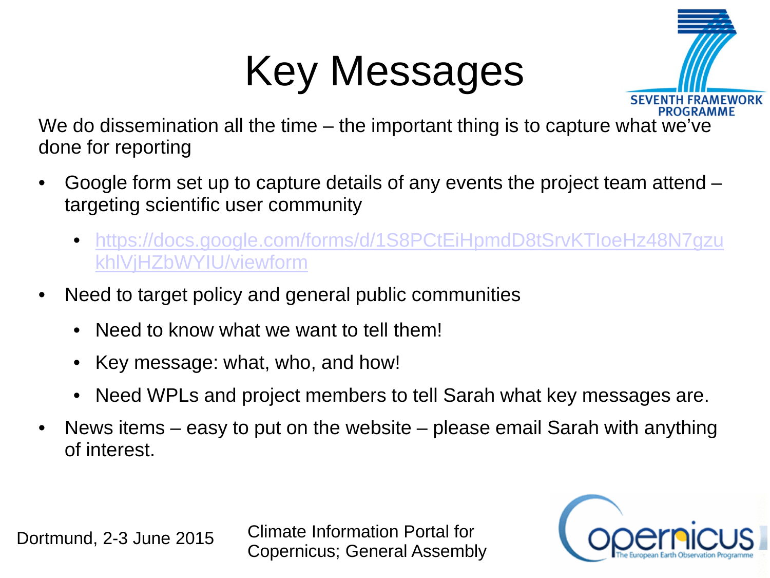# Key Messages

We do dissemination all the time – the important thing is to capture what we've done for reporting

- Google form set up to capture details of any events the project team attend – targeting scientific user community
  - https://docs.google.com/forms/d/1S8PCtEiHpmdD8tSrvKTIoeHz48N7gzukhlVjHZbWYIU/viewform
- Need to target policy and general public communities
  - Need to know what we want to tell them!
  - Key message: what, who, and how!
  - Need WPLs and project members to tell Sarah what key messages are.
- News items – easy to put on the website – please email Sarah with anything of interest.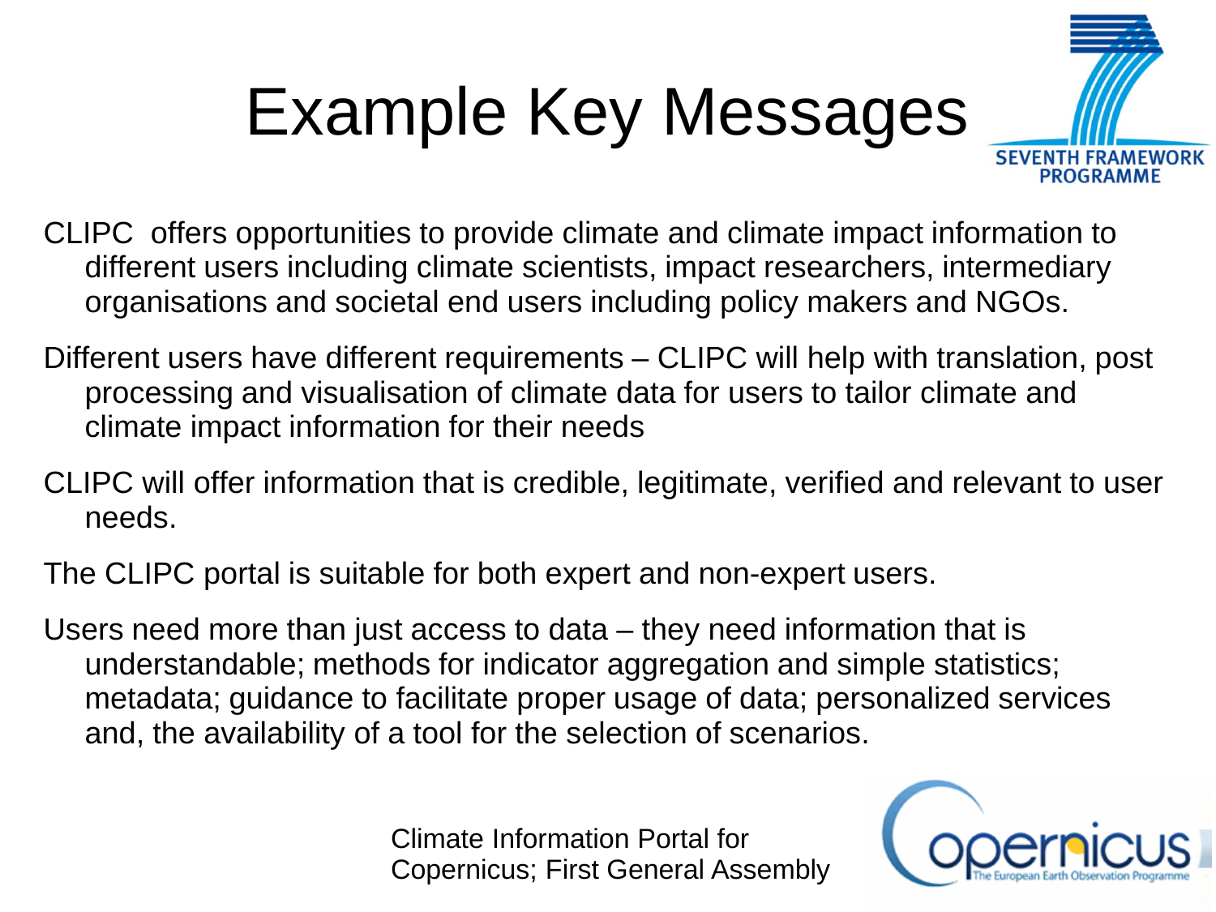# Example Key Messages

CLIPC offers opportunities to provide climate and climate impact information to different users including climate scientists, impact researchers, intermediary organisations and societal end users including policy makers and NGOs.

Different users have different requirements – CLIPC will help with translation, post processing and visualisation of climate data for users to tailor climate and climate impact information for their needs

CLIPC will offer information that is credible, legitimate, verified and relevant to user needs.

The CLIPC portal is suitable for both expert and non-expert users.

Users need more than just access to data – they need information that is understandable; methods for indicator aggregation and simple statistics; metadata; guidance to facilitate proper usage of data; personalized services and, the availability of a tool for the selection of scenarios.

Climate Information Portal for Copernicus; First General Assembly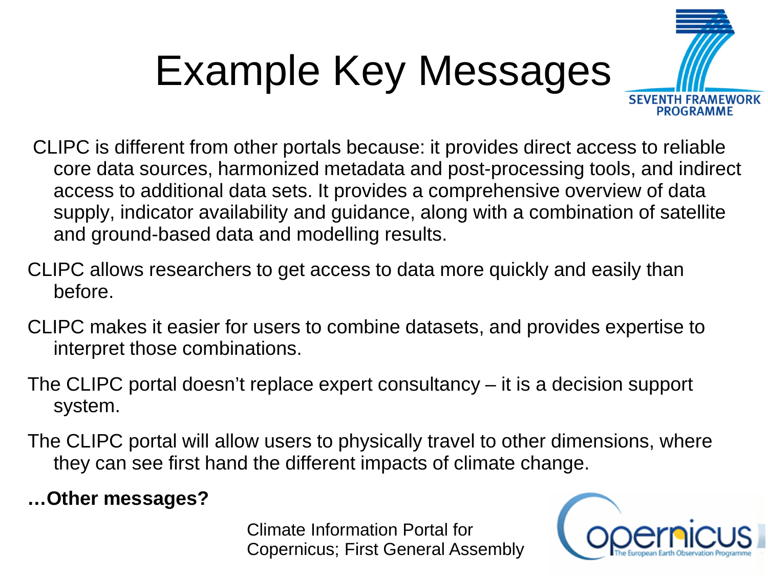# Example Key Messages

CLIPC is different from other portals because: it provides direct access to reliable core data sources, harmonized metadata and post-processing tools, and indirect access to additional data sets. It provides a comprehensive overview of data supply, indicator availability and guidance, along with a combination of satellite and ground-based data and modelling results.

CLIPC allows researchers to get access to data more quickly and easily than before.

CLIPC makes it easier for users to combine datasets, and provides expertise to interpret those combinations.

The CLIPC portal doesn't replace expert consultancy – it is a decision support system.

The CLIPC portal will allow users to physically travel to other dimensions, where they can see first hand the different impacts of climate change.

**…Other messages?**

Climate Information Portal for Copernicus; First General Assembly